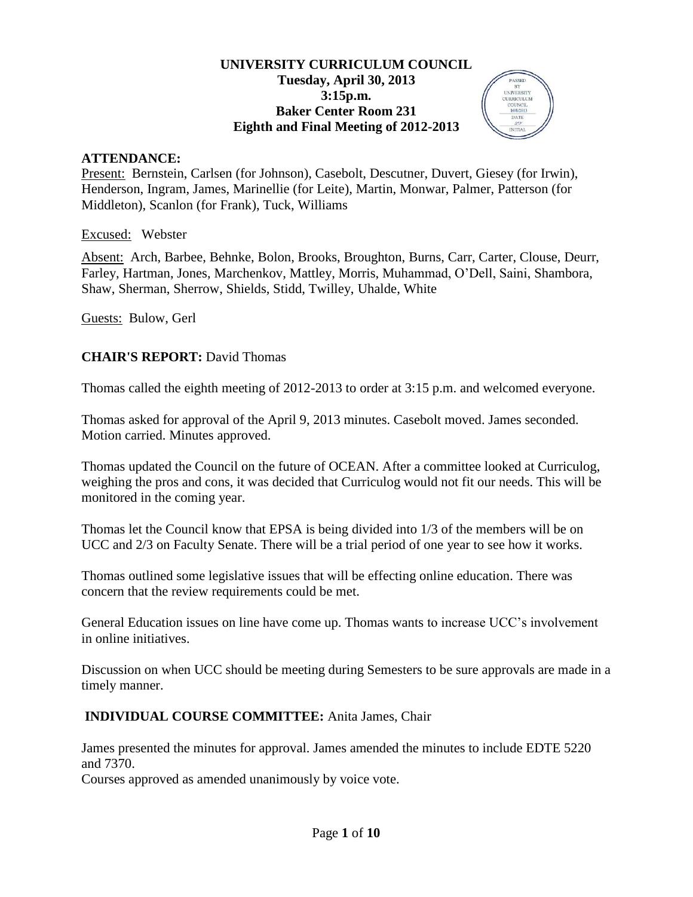**UNIVERSITY CURRICULUM COUNCIL**
**Tuesday, April 30, 2013**
**3:15p.m.**
**Baker Center Room 231**
**Eighth and Final Meeting of 2012-2013**

PASSED BY UNIVERSITY CURRICULUM COUNCIL 10/8/2013 DATE INITIAL

## ATTENDANCE:

Present: Bernstein, Carlsen (for Johnson), Casebolt, Descutner, Duvert, Giesey (for Irwin), Henderson, Ingram, James, Marinellie (for Leite), Martin, Monwar, Palmer, Patterson (for Middleton), Scanlon (for Frank), Tuck, Williams

Excused: Webster

Absent: Arch, Barbee, Behnke, Bolon, Brooks, Broughton, Burns, Carr, Carter, Clouse, Deurr, Farley, Hartman, Jones, Marchenkov, Mattley, Morris, Muhammad, O'Dell, Saini, Shambora, Shaw, Sherman, Sherrow, Shields, Stidd, Twilley, Uhalde, White

Guests: Bulow, Gerl

## CHAIR'S REPORT: David Thomas

Thomas called the eighth meeting of 2012-2013 to order at 3:15 p.m. and welcomed everyone.

Thomas asked for approval of the April 9, 2013 minutes. Casebolt moved. James seconded. Motion carried. Minutes approved.

Thomas updated the Council on the future of OCEAN. After a committee looked at Curriculog, weighing the pros and cons, it was decided that Curriculog would not fit our needs. This will be monitored in the coming year.

Thomas let the Council know that EPSA is being divided into 1/3 of the members will be on UCC and 2/3 on Faculty Senate. There will be a trial period of one year to see how it works.

Thomas outlined some legislative issues that will be effecting online education. There was concern that the review requirements could be met.

General Education issues on line have come up. Thomas wants to increase UCC's involvement in online initiatives.

Discussion on when UCC should be meeting during Semesters to be sure approvals are made in a timely manner.

## INDIVIDUAL COURSE COMMITTEE: Anita James, Chair

James presented the minutes for approval. James amended the minutes to include EDTE 5220 and 7370.
Courses approved as amended unanimously by voice vote.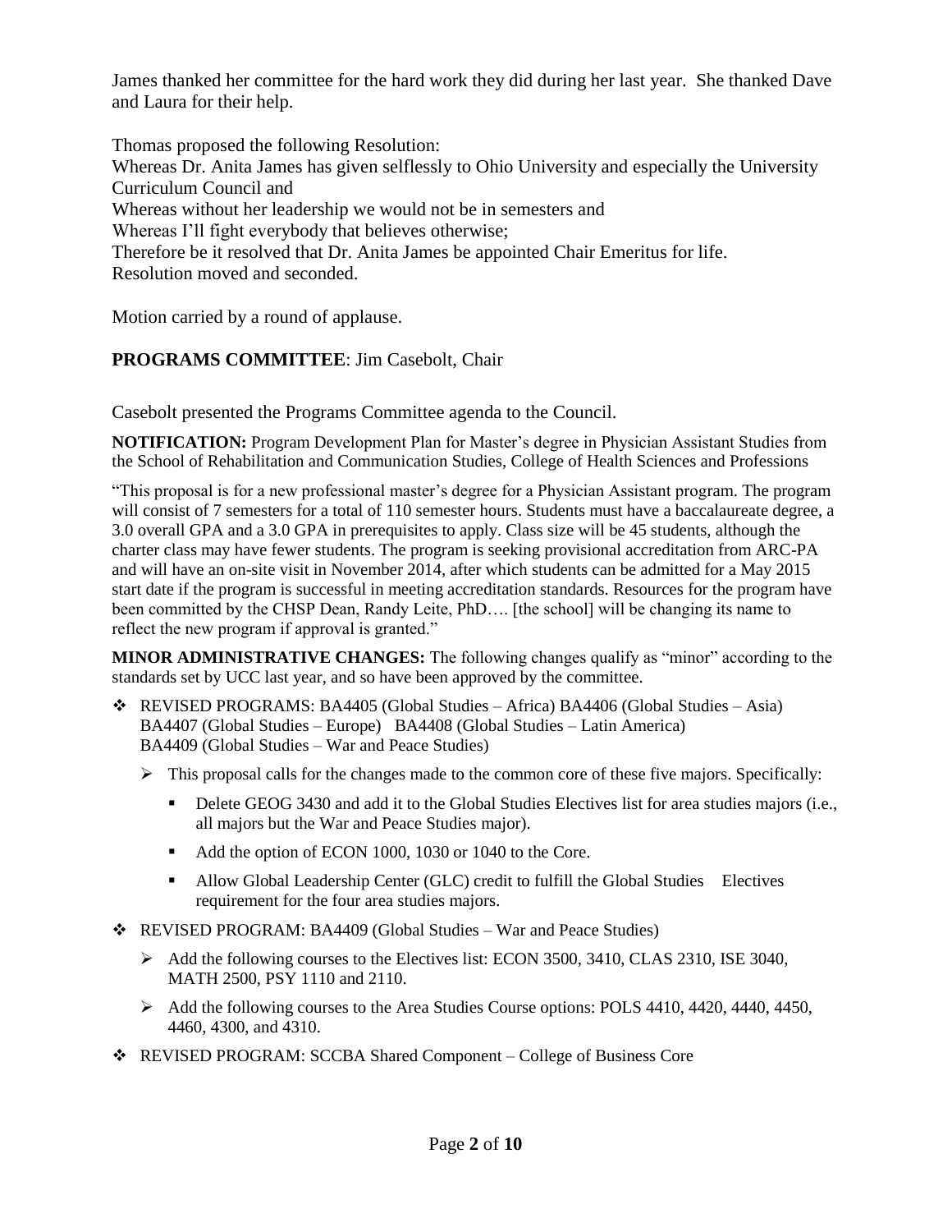James thanked her committee for the hard work they did during her last year. She thanked Dave and Laura for their help.

Thomas proposed the following Resolution:
Whereas Dr. Anita James has given selflessly to Ohio University and especially the University Curriculum Council and
Whereas without her leadership we would not be in semesters and
Whereas I'll fight everybody that believes otherwise;
Therefore be it resolved that Dr. Anita James be appointed Chair Emeritus for life.
Resolution moved and seconded.

Motion carried by a round of applause.

**PROGRAMS COMMITTEE**: Jim Casebolt, Chair

Casebolt presented the Programs Committee agenda to the Council.

**NOTIFICATION:** Program Development Plan for Master's degree in Physician Assistant Studies from the School of Rehabilitation and Communication Studies, College of Health Sciences and Professions

"This proposal is for a new professional master's degree for a Physician Assistant program. The program will consist of 7 semesters for a total of 110 semester hours. Students must have a baccalaureate degree, a 3.0 overall GPA and a 3.0 GPA in prerequisites to apply. Class size will be 45 students, although the charter class may have fewer students. The program is seeking provisional accreditation from ARC-PA and will have an on-site visit in November 2014, after which students can be admitted for a May 2015 start date if the program is successful in meeting accreditation standards. Resources for the program have been committed by the CHSP Dean, Randy Leite, PhD…. [the school] will be changing its name to reflect the new program if approval is granted."

**MINOR ADMINISTRATIVE CHANGES:** The following changes qualify as "minor" according to the standards set by UCC last year, and so have been approved by the committee.

- REVISED PROGRAMS: BA4405 (Global Studies – Africa) BA4406 (Global Studies – Asia) BA4407 (Global Studies – Europe) BA4408 (Global Studies – Latin America) BA4409 (Global Studies – War and Peace Studies)
  - This proposal calls for the changes made to the common core of these five majors. Specifically:
    - Delete GEOG 3430 and add it to the Global Studies Electives list for area studies majors (i.e., all majors but the War and Peace Studies major).
    - Add the option of ECON 1000, 1030 or 1040 to the Core.
    - Allow Global Leadership Center (GLC) credit to fulfill the Global Studies Electives requirement for the four area studies majors.
- REVISED PROGRAM: BA4409 (Global Studies – War and Peace Studies)
  - Add the following courses to the Electives list: ECON 3500, 3410, CLAS 2310, ISE 3040, MATH 2500, PSY 1110 and 2110.
  - Add the following courses to the Area Studies Course options: POLS 4410, 4420, 4440, 4450, 4460, 4300, and 4310.
- REVISED PROGRAM: SCCBA Shared Component – College of Business Core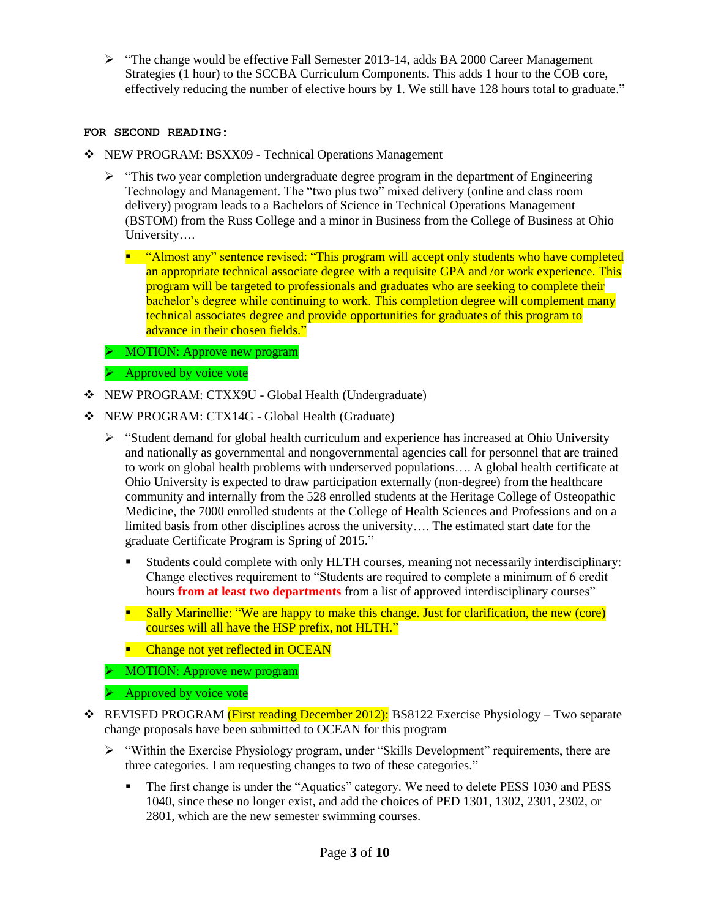- "The change would be effective Fall Semester 2013-14, adds BA 2000 Career Management Strategies (1 hour) to the SCCBA Curriculum Components. This adds 1 hour to the COB core, effectively reducing the number of elective hours by 1. We still have 128 hours total to graduate."

**FOR SECOND READING:**

- NEW PROGRAM: BSXX09 - Technical Operations Management
  - "This two year completion undergraduate degree program in the department of Engineering Technology and Management. The "two plus two" mixed delivery (online and class room delivery) program leads to a Bachelors of Science in Technical Operations Management (BSTOM) from the Russ College and a minor in Business from the College of Business at Ohio University….
    - "Almost any" sentence revised: "This program will accept only students who have completed an appropriate technical associate degree with a requisite GPA and /or work experience. This program will be targeted to professionals and graduates who are seeking to complete their bachelor's degree while continuing to work. This completion degree will complement many technical associates degree and provide opportunities for graduates of this program to advance in their chosen fields."
  - MOTION: Approve new program
  - Approved by voice vote
- NEW PROGRAM: CTXX9U - Global Health (Undergraduate)
- NEW PROGRAM: CTX14G - Global Health (Graduate)
  - "Student demand for global health curriculum and experience has increased at Ohio University and nationally as governmental and nongovernmental agencies call for personnel that are trained to work on global health problems with underserved populations…. A global health certificate at Ohio University is expected to draw participation externally (non-degree) from the healthcare community and internally from the 528 enrolled students at the Heritage College of Osteopathic Medicine, the 7000 enrolled students at the College of Health Sciences and Professions and on a limited basis from other disciplines across the university…. The estimated start date for the graduate Certificate Program is Spring of 2015."
    - Students could complete with only HLTH courses, meaning not necessarily interdisciplinary: Change electives requirement to "Students are required to complete a minimum of 6 credit hours **from at least two departments** from a list of approved interdisciplinary courses"
    - Sally Marinellie: "We are happy to make this change. Just for clarification, the new (core) courses will all have the HSP prefix, not HLTH."
    - Change not yet reflected in OCEAN
  - MOTION: Approve new program
  - Approved by voice vote
- REVISED PROGRAM (First reading December 2012): BS8122 Exercise Physiology – Two separate change proposals have been submitted to OCEAN for this program
  - "Within the Exercise Physiology program, under "Skills Development" requirements, there are three categories. I am requesting changes to two of these categories."
    - The first change is under the "Aquatics" category. We need to delete PESS 1030 and PESS 1040, since these no longer exist, and add the choices of PED 1301, 1302, 2301, 2302, or 2801, which are the new semester swimming courses.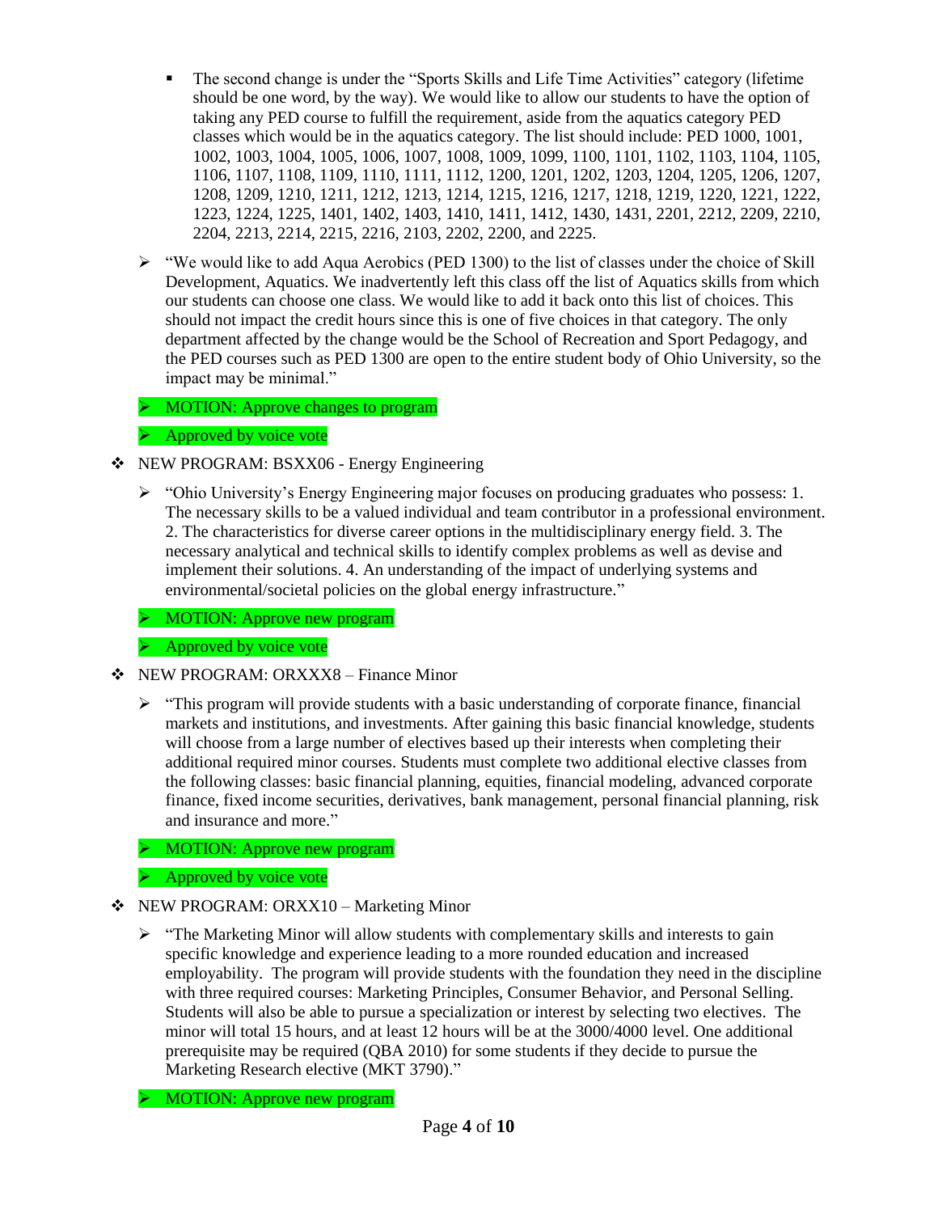- The second change is under the "Sports Skills and Life Time Activities" category (lifetime should be one word, by the way). We would like to allow our students to have the option of taking any PED course to fulfill the requirement, aside from the aquatics category PED classes which would be in the aquatics category. The list should include: PED 1000, 1001, 1002, 1003, 1004, 1005, 1006, 1007, 1008, 1009, 1099, 1100, 1101, 1102, 1103, 1104, 1105, 1106, 1107, 1108, 1109, 1110, 1111, 1112, 1200, 1201, 1202, 1203, 1204, 1205, 1206, 1207, 1208, 1209, 1210, 1211, 1212, 1213, 1214, 1215, 1216, 1217, 1218, 1219, 1220, 1221, 1222, 1223, 1224, 1225, 1401, 1402, 1403, 1410, 1411, 1412, 1430, 1431, 2201, 2212, 2209, 2210, 2204, 2213, 2214, 2215, 2216, 2103, 2202, 2200, and 2225.

- "We would like to add Aqua Aerobics (PED 1300) to the list of classes under the choice of Skill Development, Aquatics. We inadvertently left this class off the list of Aquatics skills from which our students can choose one class. We would like to add it back onto this list of choices. This should not impact the credit hours since this is one of five choices in that category. The only department affected by the change would be the School of Recreation and Sport Pedagogy, and the PED courses such as PED 1300 are open to the entire student body of Ohio University, so the impact may be minimal."
- MOTION: Approve changes to program
- Approved by voice vote

- NEW PROGRAM: BSXX06 - Energy Engineering
  - "Ohio University's Energy Engineering major focuses on producing graduates who possess: 1. The necessary skills to be a valued individual and team contributor in a professional environment. 2. The characteristics for diverse career options in the multidisciplinary energy field. 3. The necessary analytical and technical skills to identify complex problems as well as devise and implement their solutions. 4. An understanding of the impact of underlying systems and environmental/societal policies on the global energy infrastructure."
  - MOTION: Approve new program
  - Approved by voice vote

- NEW PROGRAM: ORXXX8 – Finance Minor
  - "This program will provide students with a basic understanding of corporate finance, financial markets and institutions, and investments. After gaining this basic financial knowledge, students will choose from a large number of electives based up their interests when completing their additional required minor courses. Students must complete two additional elective classes from the following classes: basic financial planning, equities, financial modeling, advanced corporate finance, fixed income securities, derivatives, bank management, personal financial planning, risk and insurance and more."
  - MOTION: Approve new program
  - Approved by voice vote

- NEW PROGRAM: ORXX10 – Marketing Minor
  - "The Marketing Minor will allow students with complementary skills and interests to gain specific knowledge and experience leading to a more rounded education and increased employability. The program will provide students with the foundation they need in the discipline with three required courses: Marketing Principles, Consumer Behavior, and Personal Selling. Students will also be able to pursue a specialization or interest by selecting two electives. The minor will total 15 hours, and at least 12 hours will be at the 3000/4000 level. One additional prerequisite may be required (QBA 2010) for some students if they decide to pursue the Marketing Research elective (MKT 3790)."
  - MOTION: Approve new program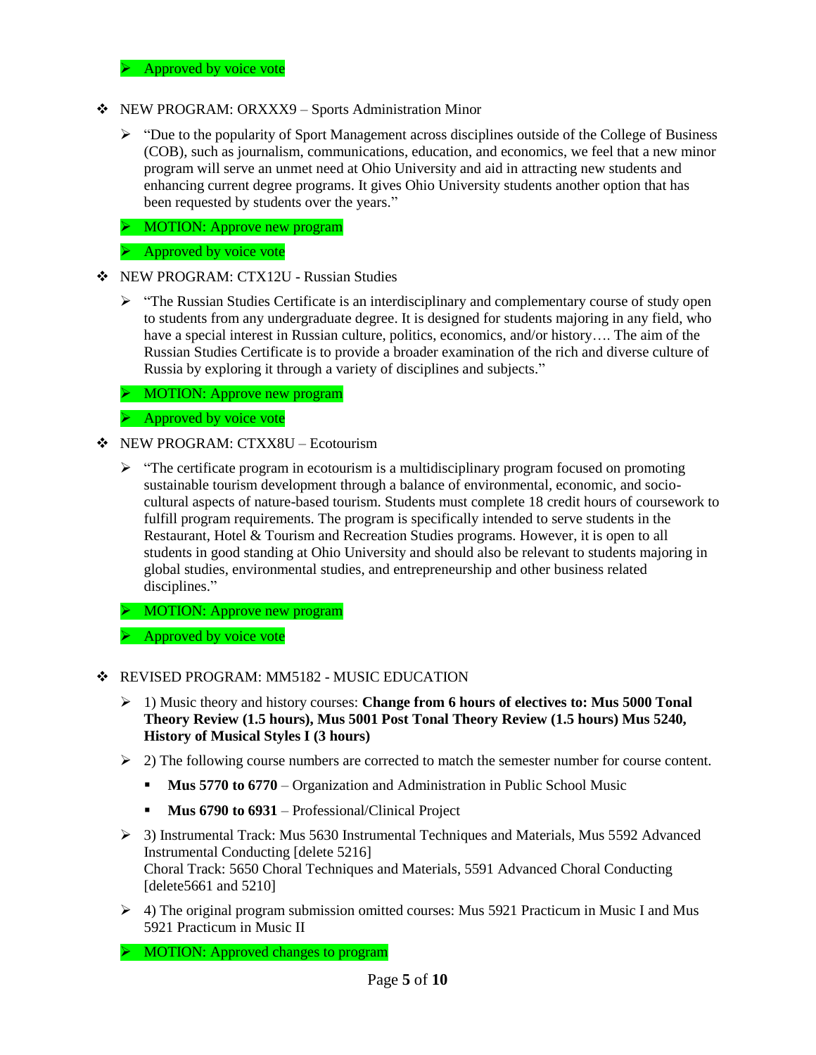- Approved by voice vote

- NEW PROGRAM: ORXXX9 – Sports Administration Minor
  - "Due to the popularity of Sport Management across disciplines outside of the College of Business (COB), such as journalism, communications, education, and economics, we feel that a new minor program will serve an unmet need at Ohio University and aid in attracting new students and enhancing current degree programs. It gives Ohio University students another option that has been requested by students over the years."
  - MOTION: Approve new program
  - Approved by voice vote

- NEW PROGRAM: CTX12U - Russian Studies
  - "The Russian Studies Certificate is an interdisciplinary and complementary course of study open to students from any undergraduate degree. It is designed for students majoring in any field, who have a special interest in Russian culture, politics, economics, and/or history…. The aim of the Russian Studies Certificate is to provide a broader examination of the rich and diverse culture of Russia by exploring it through a variety of disciplines and subjects."
  - MOTION: Approve new program
  - Approved by voice vote

- NEW PROGRAM: CTXX8U – Ecotourism
  - "The certificate program in ecotourism is a multidisciplinary program focused on promoting sustainable tourism development through a balance of environmental, economic, and socio-cultural aspects of nature-based tourism. Students must complete 18 credit hours of coursework to fulfill program requirements. The program is specifically intended to serve students in the Restaurant, Hotel & Tourism and Recreation Studies programs. However, it is open to all students in good standing at Ohio University and should also be relevant to students majoring in global studies, environmental studies, and entrepreneurship and other business related disciplines."
  - MOTION: Approve new program
  - Approved by voice vote

- REVISED PROGRAM: MM5182 - MUSIC EDUCATION
  - 1) Music theory and history courses: **Change from 6 hours of electives to: Mus 5000 Tonal Theory Review (1.5 hours), Mus 5001 Post Tonal Theory Review (1.5 hours) Mus 5240, History of Musical Styles I (3 hours)**
  - 2) The following course numbers are corrected to match the semester number for course content.
    - **Mus 5770 to 6770** – Organization and Administration in Public School Music
    - **Mus 6790 to 6931** – Professional/Clinical Project
  - 3) Instrumental Track: Mus 5630 Instrumental Techniques and Materials, Mus 5592 Advanced Instrumental Conducting [delete 5216]
    Choral Track: 5650 Choral Techniques and Materials, 5591 Advanced Choral Conducting [delete5661 and 5210]
  - 4) The original program submission omitted courses: Mus 5921 Practicum in Music I and Mus 5921 Practicum in Music II
  - MOTION: Approved changes to program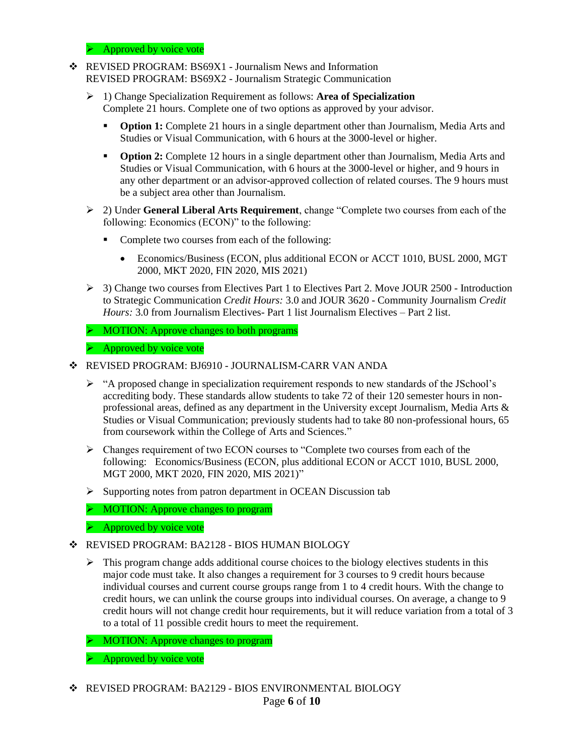- Approved by voice vote

- REVISED PROGRAM: BS69X1 - Journalism News and Information
  REVISED PROGRAM: BS69X2 - Journalism Strategic Communication
  - 1) Change Specialization Requirement as follows: **Area of Specialization**
    Complete 21 hours. Complete one of two options as approved by your advisor.
    - **Option 1:** Complete 21 hours in a single department other than Journalism, Media Arts and Studies or Visual Communication, with 6 hours at the 3000-level or higher.
    - **Option 2:** Complete 12 hours in a single department other than Journalism, Media Arts and Studies or Visual Communication, with 6 hours at the 3000-level or higher, and 9 hours in any other department or an advisor-approved collection of related courses. The 9 hours must be a subject area other than Journalism.
  - 2) Under **General Liberal Arts Requirement**, change "Complete two courses from each of the following: Economics (ECON)" to the following:
    - Complete two courses from each of the following:
      - Economics/Business (ECON, plus additional ECON or ACCT 1010, BUSL 2000, MGT 2000, MKT 2020, FIN 2020, MIS 2021)
  - 3) Change two courses from Electives Part 1 to Electives Part 2. Move JOUR 2500 - Introduction to Strategic Communication *Credit Hours:* 3.0 and JOUR 3620 - Community Journalism *Credit Hours:* 3.0 from Journalism Electives- Part 1 list Journalism Electives – Part 2 list.
  - MOTION: Approve changes to both programs
  - Approved by voice vote

- REVISED PROGRAM: BJ6910 - JOURNALISM-CARR VAN ANDA
  - "A proposed change in specialization requirement responds to new standards of the JSchool's accrediting body. These standards allow students to take 72 of their 120 semester hours in non-professional areas, defined as any department in the University except Journalism, Media Arts & Studies or Visual Communication; previously students had to take 80 non-professional hours, 65 from coursework within the College of Arts and Sciences."
  - Changes requirement of two ECON courses to "Complete two courses from each of the following: Economics/Business (ECON, plus additional ECON or ACCT 1010, BUSL 2000, MGT 2000, MKT 2020, FIN 2020, MIS 2021)"
  - Supporting notes from patron department in OCEAN Discussion tab
  - MOTION: Approve changes to program
  - Approved by voice vote

- REVISED PROGRAM: BA2128 - BIOS HUMAN BIOLOGY
  - This program change adds additional course choices to the biology electives students in this major code must take. It also changes a requirement for 3 courses to 9 credit hours because individual courses and current course groups range from 1 to 4 credit hours. With the change to credit hours, we can unlink the course groups into individual courses. On average, a change to 9 credit hours will not change credit hour requirements, but it will reduce variation from a total of 3 to a total of 11 possible credit hours to meet the requirement.
  - MOTION: Approve changes to program
  - Approved by voice vote

- REVISED PROGRAM: BA2129 - BIOS ENVIRONMENTAL BIOLOGY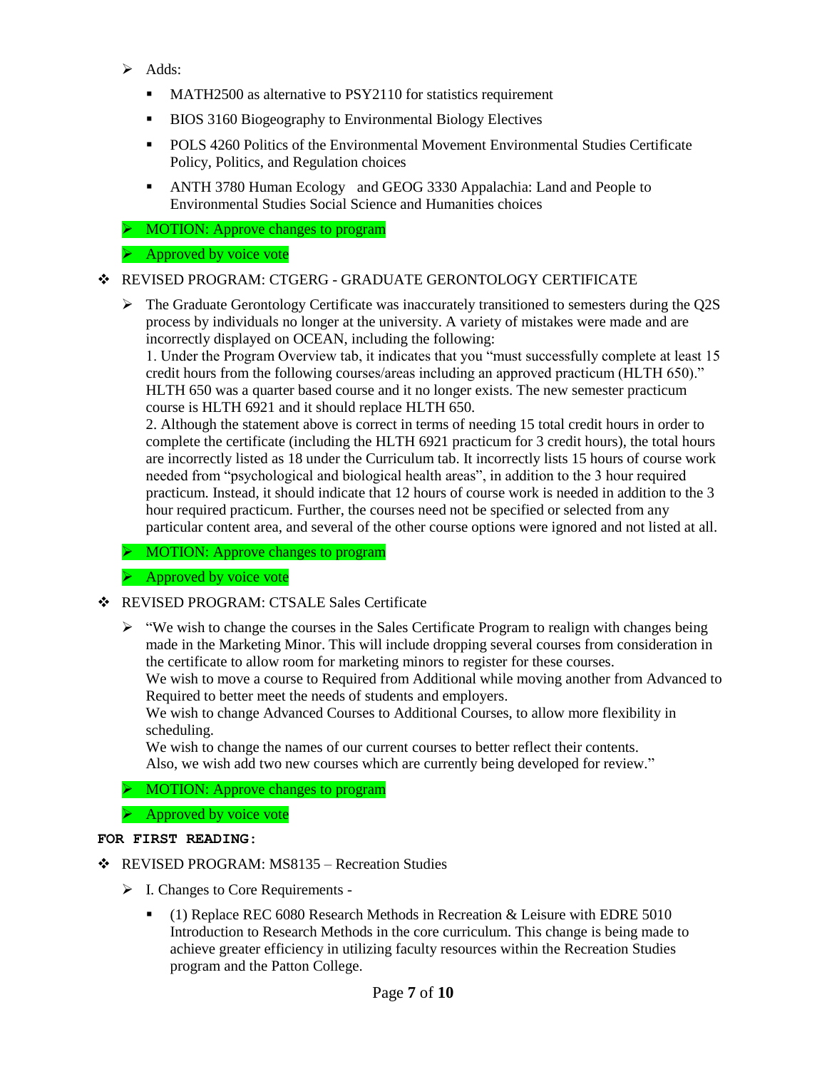- Adds:
  - MATH2500 as alternative to PSY2110 for statistics requirement
  - BIOS 3160 Biogeography to Environmental Biology Electives
  - POLS 4260 Politics of the Environmental Movement Environmental Studies Certificate Policy, Politics, and Regulation choices
  - ANTH 3780 Human Ecology and GEOG 3330 Appalachia: Land and People to Environmental Studies Social Science and Humanities choices
- MOTION: Approve changes to program
- Approved by voice vote

- REVISED PROGRAM: CTGERG - GRADUATE GERONTOLOGY CERTIFICATE
  - The Graduate Gerontology Certificate was inaccurately transitioned to semesters during the Q2S process by individuals no longer at the university. A variety of mistakes were made and are incorrectly displayed on OCEAN, including the following:
    1. Under the Program Overview tab, it indicates that you "must successfully complete at least 15 credit hours from the following courses/areas including an approved practicum (HLTH 650)." HLTH 650 was a quarter based course and it no longer exists. The new semester practicum course is HLTH 6921 and it should replace HLTH 650.
    2. Although the statement above is correct in terms of needing 15 total credit hours in order to complete the certificate (including the HLTH 6921 practicum for 3 credit hours), the total hours are incorrectly listed as 18 under the Curriculum tab. It incorrectly lists 15 hours of course work needed from "psychological and biological health areas", in addition to the 3 hour required practicum. Instead, it should indicate that 12 hours of course work is needed in addition to the 3 hour required practicum. Further, the courses need not be specified or selected from any particular content area, and several of the other course options were ignored and not listed at all.
  - MOTION: Approve changes to program
  - Approved by voice vote

- REVISED PROGRAM: CTSALE Sales Certificate
  - "We wish to change the courses in the Sales Certificate Program to realign with changes being made in the Marketing Minor. This will include dropping several courses from consideration in the certificate to allow room for marketing minors to register for these courses.
    We wish to move a course to Required from Additional while moving another from Advanced to Required to better meet the needs of students and employers.
    We wish to change Advanced Courses to Additional Courses, to allow more flexibility in scheduling.
    We wish to change the names of our current courses to better reflect their contents.
    Also, we wish add two new courses which are currently being developed for review."
  - MOTION: Approve changes to program
  - Approved by voice vote

**FOR FIRST READING:**

- REVISED PROGRAM: MS8135 – Recreation Studies
  - I. Changes to Core Requirements -
    - (1) Replace REC 6080 Research Methods in Recreation & Leisure with EDRE 5010 Introduction to Research Methods in the core curriculum. This change is being made to achieve greater efficiency in utilizing faculty resources within the Recreation Studies program and the Patton College.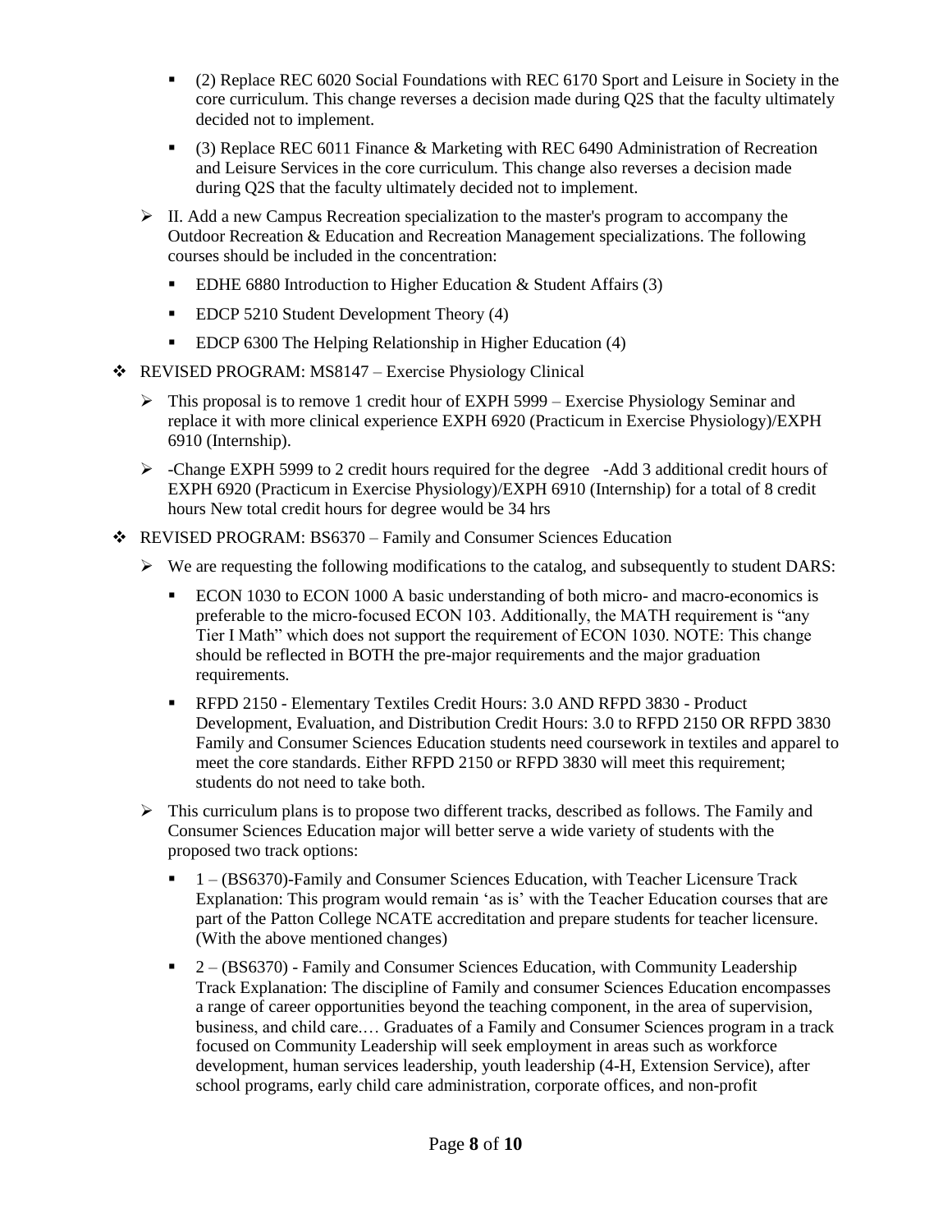- (2) Replace REC 6020 Social Foundations with REC 6170 Sport and Leisure in Society in the core curriculum. This change reverses a decision made during Q2S that the faculty ultimately decided not to implement.
- (3) Replace REC 6011 Finance & Marketing with REC 6490 Administration of Recreation and Leisure Services in the core curriculum. This change also reverses a decision made during Q2S that the faculty ultimately decided not to implement.

- II. Add a new Campus Recreation specialization to the master's program to accompany the Outdoor Recreation & Education and Recreation Management specializations. The following courses should be included in the concentration:
  - EDHE 6880 Introduction to Higher Education & Student Affairs (3)
  - EDCP 5210 Student Development Theory (4)
  - EDCP 6300 The Helping Relationship in Higher Education (4)

- REVISED PROGRAM: MS8147 – Exercise Physiology Clinical
  - This proposal is to remove 1 credit hour of EXPH 5999 – Exercise Physiology Seminar and replace it with more clinical experience EXPH 6920 (Practicum in Exercise Physiology)/EXPH 6910 (Internship).
  - -Change EXPH 5999 to 2 credit hours required for the degree -Add 3 additional credit hours of EXPH 6920 (Practicum in Exercise Physiology)/EXPH 6910 (Internship) for a total of 8 credit hours New total credit hours for degree would be 34 hrs

- REVISED PROGRAM: BS6370 – Family and Consumer Sciences Education
  - We are requesting the following modifications to the catalog, and subsequently to student DARS:
    - ECON 1030 to ECON 1000 A basic understanding of both micro- and macro-economics is preferable to the micro-focused ECON 103. Additionally, the MATH requirement is "any Tier I Math" which does not support the requirement of ECON 1030. NOTE: This change should be reflected in BOTH the pre-major requirements and the major graduation requirements.
    - RFPD 2150 - Elementary Textiles Credit Hours: 3.0 AND RFPD 3830 - Product Development, Evaluation, and Distribution Credit Hours: 3.0 to RFPD 2150 OR RFPD 3830 Family and Consumer Sciences Education students need coursework in textiles and apparel to meet the core standards. Either RFPD 2150 or RFPD 3830 will meet this requirement; students do not need to take both.
  - This curriculum plans is to propose two different tracks, described as follows. The Family and Consumer Sciences Education major will better serve a wide variety of students with the proposed two track options:
    - 1 – (BS6370)-Family and Consumer Sciences Education, with Teacher Licensure Track Explanation: This program would remain 'as is' with the Teacher Education courses that are part of the Patton College NCATE accreditation and prepare students for teacher licensure. (With the above mentioned changes)
    - 2 – (BS6370) - Family and Consumer Sciences Education, with Community Leadership Track Explanation: The discipline of Family and consumer Sciences Education encompasses a range of career opportunities beyond the teaching component, in the area of supervision, business, and child care.… Graduates of a Family and Consumer Sciences program in a track focused on Community Leadership will seek employment in areas such as workforce development, human services leadership, youth leadership (4-H, Extension Service), after school programs, early child care administration, corporate offices, and non-profit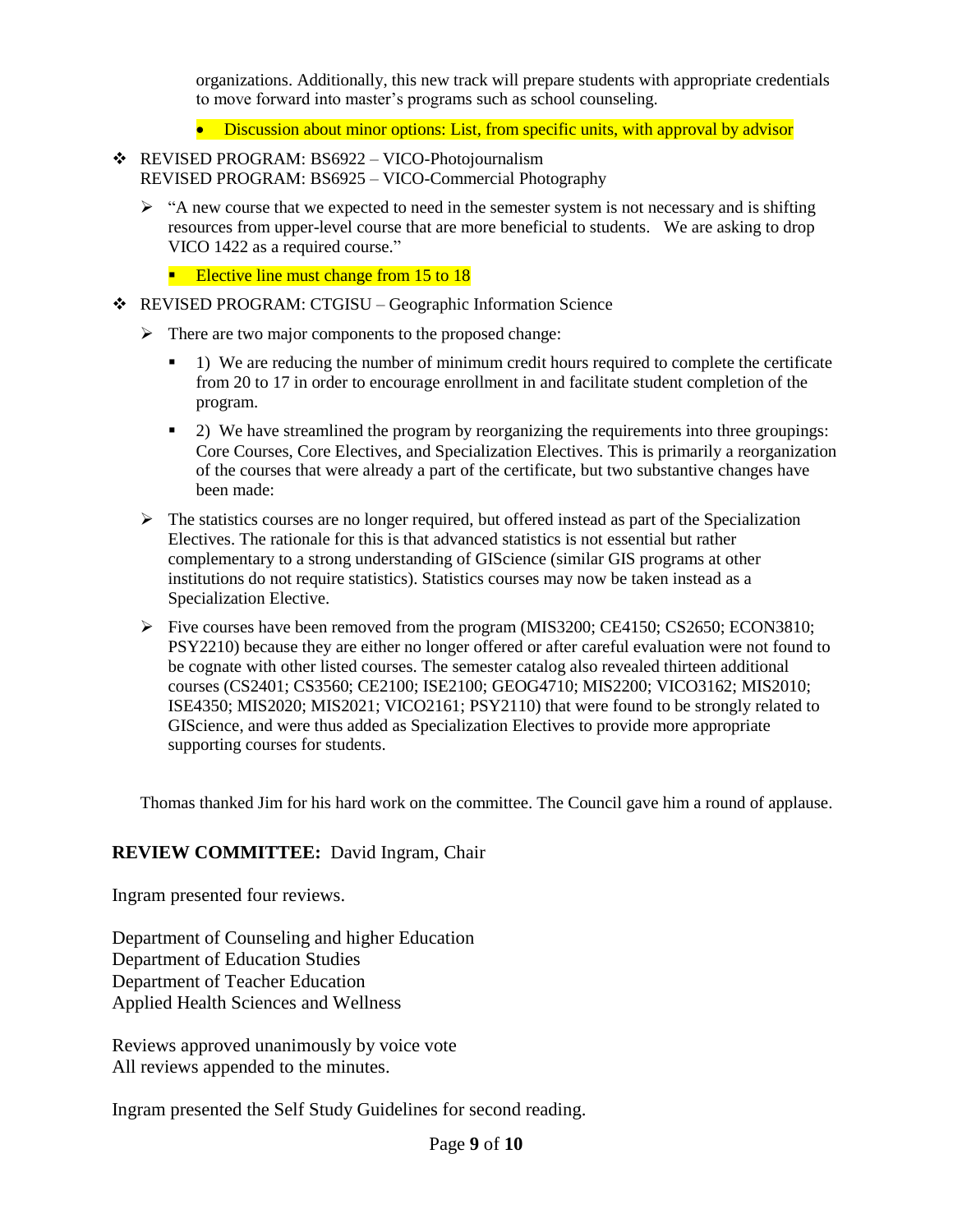organizations. Additionally, this new track will prepare students with appropriate credentials to move forward into master's programs such as school counseling.

- Discussion about minor options: List, from specific units, with approval by advisor

- REVISED PROGRAM: BS6922 – VICO-Photojournalism
  REVISED PROGRAM: BS6925 – VICO-Commercial Photography
  - "A new course that we expected to need in the semester system is not necessary and is shifting resources from upper-level course that are more beneficial to students. We are asking to drop VICO 1422 as a required course."
    - Elective line must change from 15 to 18

- REVISED PROGRAM: CTGISU – Geographic Information Science
  - There are two major components to the proposed change:
    - 1) We are reducing the number of minimum credit hours required to complete the certificate from 20 to 17 in order to encourage enrollment in and facilitate student completion of the program.
    - 2) We have streamlined the program by reorganizing the requirements into three groupings: Core Courses, Core Electives, and Specialization Electives. This is primarily a reorganization of the courses that were already a part of the certificate, but two substantive changes have been made:
  - The statistics courses are no longer required, but offered instead as part of the Specialization Electives. The rationale for this is that advanced statistics is not essential but rather complementary to a strong understanding of GIScience (similar GIS programs at other institutions do not require statistics). Statistics courses may now be taken instead as a Specialization Elective.
  - Five courses have been removed from the program (MIS3200; CE4150; CS2650; ECON3810; PSY2210) because they are either no longer offered or after careful evaluation were not found to be cognate with other listed courses. The semester catalog also revealed thirteen additional courses (CS2401; CS3560; CE2100; ISE2100; GEOG4710; MIS2200; VICO3162; MIS2010; ISE4350; MIS2020; MIS2021; VICO2161; PSY2110) that were found to be strongly related to GIScience, and were thus added as Specialization Electives to provide more appropriate supporting courses for students.

Thomas thanked Jim for his hard work on the committee. The Council gave him a round of applause.

**REVIEW COMMITTEE:** David Ingram, Chair

Ingram presented four reviews.

Department of Counseling and higher Education
Department of Education Studies
Department of Teacher Education
Applied Health Sciences and Wellness

Reviews approved unanimously by voice vote
All reviews appended to the minutes.

Ingram presented the Self Study Guidelines for second reading.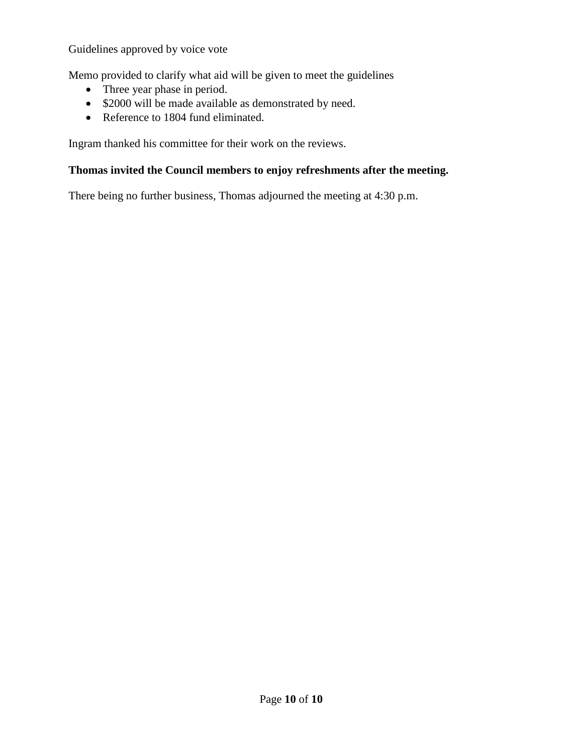Guidelines approved by voice vote

Memo provided to clarify what aid will be given to meet the guidelines

- Three year phase in period.
- $2000 will be made available as demonstrated by need.
- Reference to 1804 fund eliminated.

Ingram thanked his committee for their work on the reviews.

**Thomas invited the Council members to enjoy refreshments after the meeting.**

There being no further business, Thomas adjourned the meeting at 4:30 p.m.